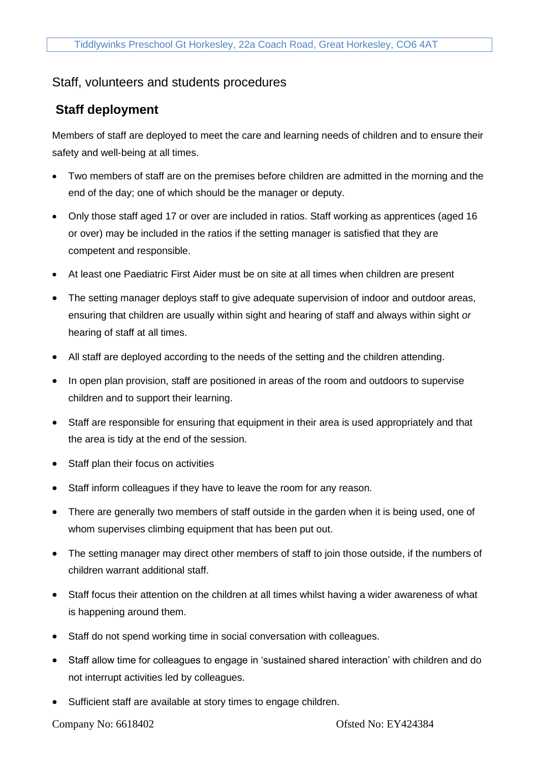## Staff, volunteers and students procedures

### Staff deployment

Members of staff are deployed to meet the care and learning needs of children and to ensure their safety and well-being at all times.

- Two members of staff are on the premises before children are admitted in the morning and the end of the day; one of which should be the manager or deputy.
- Only those staff aged 17 or over are included in ratios. Staff working as apprentices (aged 16 or over) may be included in the ratios if the setting manager is satisfied that they are competent and responsible.
- At least one Paediatric First Aider must be on site at all times when children are present
- The setting manager deploys staff to give adequate supervision of indoor and outdoor areas, ensuring that children are usually within sight and hearing of staff and always within sight *or* hearing of staff at all times.
- All staff are deployed according to the needs of the setting and the children attending.
- In open plan provision, staff are positioned in areas of the room and outdoors to supervise children and to support their learning.
- Staff are responsible for ensuring that equipment in their area is used appropriately and that the area is tidy at the end of the session.
- Staff plan their focus on activities
- Staff inform colleagues if they have to leave the room for any reason.
- There are generally two members of staff outside in the garden when it is being used, one of whom supervises climbing equipment that has been put out.
- The setting manager may direct other members of staff to join those outside, if the numbers of children warrant additional staff.
- Staff focus their attention on the children at all times whilst having a wider awareness of what is happening around them.
- Staff do not spend working time in social conversation with colleagues.
- Staff allow time for colleagues to engage in 'sustained shared interaction' with children and do not interrupt activities led by colleagues.
- Sufficient staff are available at story times to engage children.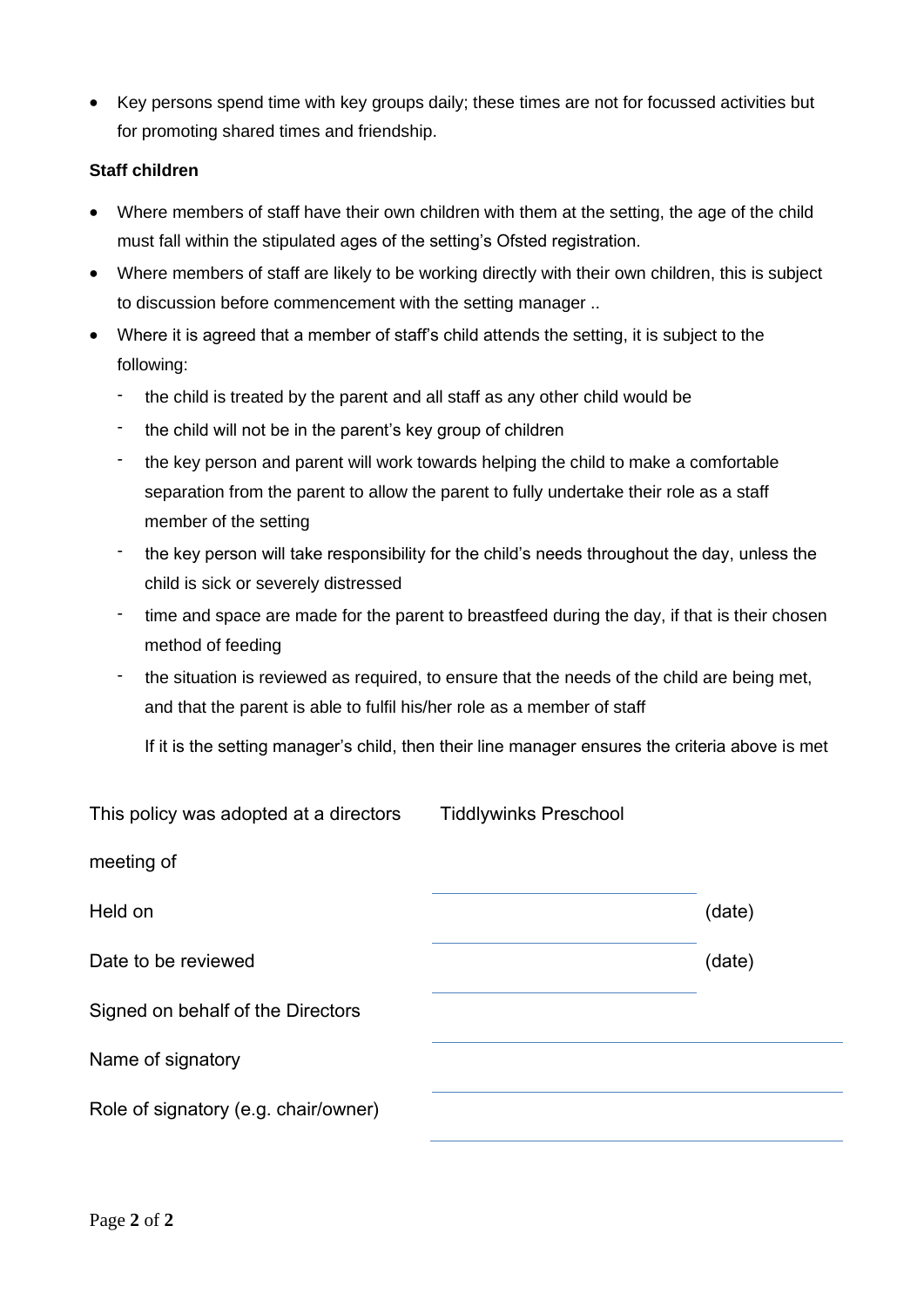- Key persons spend time with key groups daily; these times are not for focussed activities but for promoting shared times and friendship.

**Staff children**

- Where members of staff have their own children with them at the setting, the age of the child must fall within the stipulated ages of the setting's Ofsted registration.
- Where members of staff are likely to be working directly with their own children, this is subject to discussion before commencement with the setting manager ..
- Where it is agreed that a member of staff's child attends the setting, it is subject to the following:
  - the child is treated by the parent and all staff as any other child would be
  - the child will not be in the parent's key group of children
  - the key person and parent will work towards helping the child to make a comfortable separation from the parent to allow the parent to fully undertake their role as a staff member of the setting
  - the key person will take responsibility for the child's needs throughout the day, unless the child is sick or severely distressed
  - time and space are made for the parent to breastfeed during the day, if that is their chosen method of feeding
  - the situation is reviewed as required, to ensure that the needs of the child are being met, and that the parent is able to fulfil his/her role as a member of staff

  If it is the setting manager's child, then their line manager ensures the criteria above is met

| | | |
|---|---|---|
| This policy was adopted at a directors meeting of | Tiddlywinks Preschool | |
| Held on | | (date) |
| Date to be reviewed | | (date) |
| Signed on behalf of the Directors | | |
| Name of signatory | | |
| Role of signatory (e.g. chair/owner) | | |